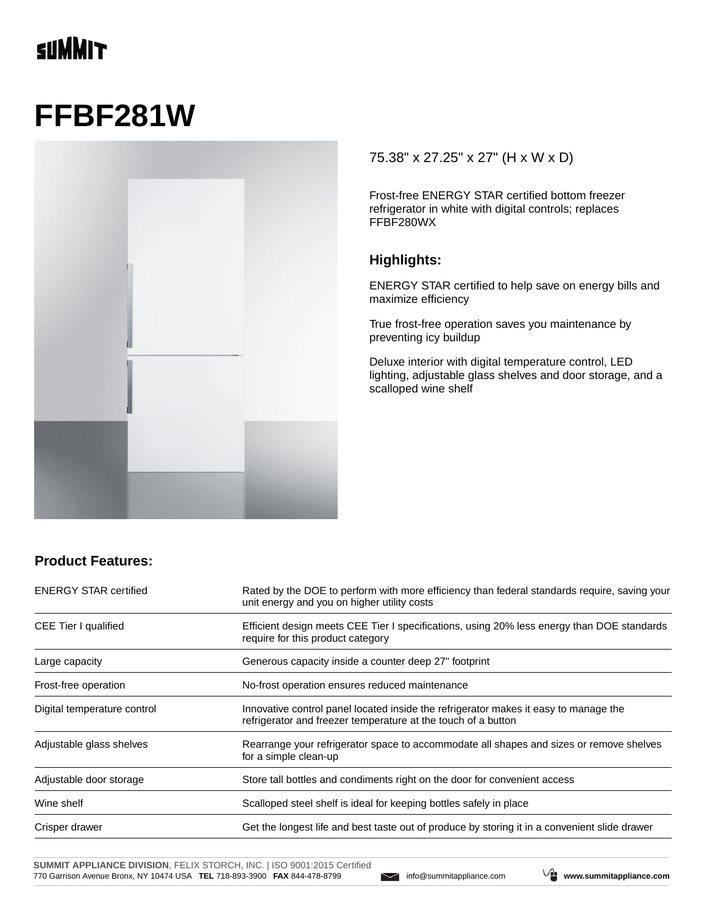# FFBF281W

75.38" x 27.25" x 27" (H x W x D)

Frost-free ENERGY STAR certified bottom freezer refrigerator in white with digital controls; replaces FFBF280WX

### Highlights:

ENERGY STAR certified to help save on energy bills and maximize efficiency

True frost-free operation saves you maintenance by preventing icy buildup

Deluxe interior with digital temperature control, LED lighting, adjustable glass shelves and door storage, and a scalloped wine shelf

## Product Features:

| | |
|---|---|
| ENERGY STAR certified | Rated by the DOE to perform with more efficiency than federal standards require, saving your unit energy and you on higher utility costs |
| CEE Tier I qualified | Efficient design meets CEE Tier I specifications, using 20% less energy than DOE standards require for this product category |
| Large capacity | Generous capacity inside a counter deep 27" footprint |
| Frost-free operation | No-frost operation ensures reduced maintenance |
| Digital temperature control | Innovative control panel located inside the refrigerator makes it easy to manage the refrigerator and freezer temperature at the touch of a button |
| Adjustable glass shelves | Rearrange your refrigerator space to accommodate all shapes and sizes or remove shelves for a simple clean-up |
| Adjustable door storage | Store tall bottles and condiments right on the door for convenient access |
| Wine shelf | Scalloped steel shelf is ideal for keeping bottles safely in place |
| Crisper drawer | Get the longest life and best taste out of produce by storing it in a convenient slide drawer |

**SUMMIT APPLIANCE DIVISION**, FELIX STORCH, INC. | ISO 9001:2015 Certified
770 Garrison Avenue Bronx, NY 10474 USA **TEL** 718-893-3900 **FAX** 844-478-8799 info@summitappliance.com **www.summitappliance.com**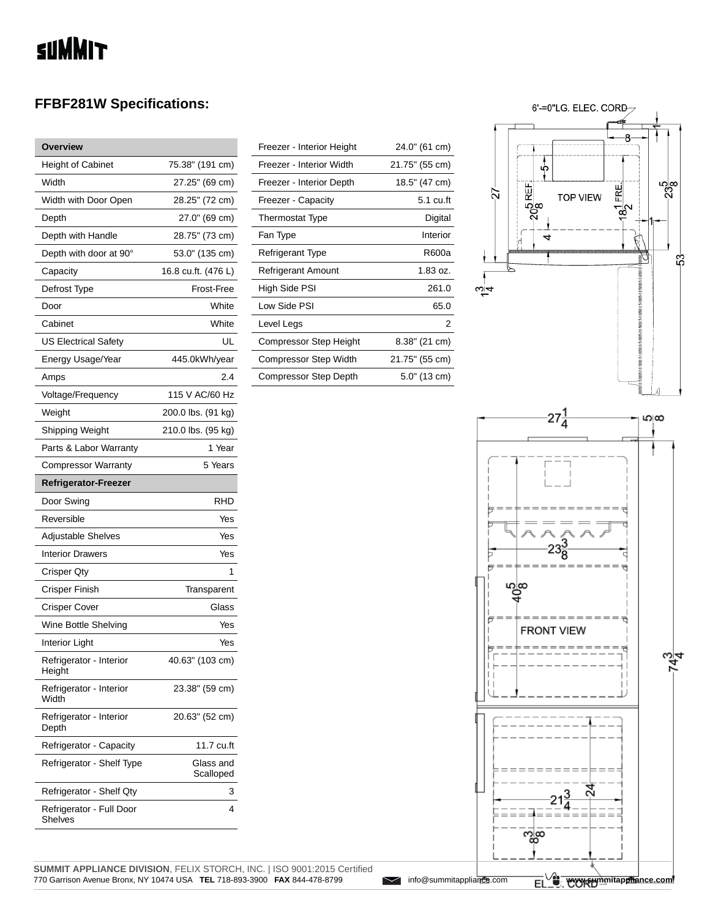# FFBF281W Specifications:

| Overview | |
|---|---|
| Height of Cabinet | 75.38" (191 cm) |
| Width | 27.25" (69 cm) |
| Width with Door Open | 28.25" (72 cm) |
| Depth | 27.0" (69 cm) |
| Depth with Handle | 28.75" (73 cm) |
| Depth with door at 90° | 53.0" (135 cm) |
| Capacity | 16.8 cu.ft. (476 L) |
| Defrost Type | Frost-Free |
| Door | White |
| Cabinet | White |
| US Electrical Safety | UL |
| Energy Usage/Year | 445.0kWh/year |
| Amps | 2.4 |
| Voltage/Frequency | 115 V AC/60 Hz |
| Weight | 200.0 lbs. (91 kg) |
| Shipping Weight | 210.0 lbs. (95 kg) |
| Parts & Labor Warranty | 1 Year |
| Compressor Warranty | 5 Years |
| **Refrigerator-Freezer** | |
| Door Swing | RHD |
| Reversible | Yes |
| Adjustable Shelves | Yes |
| Interior Drawers | Yes |
| Crisper Qty | 1 |
| Crisper Finish | Transparent |
| Crisper Cover | Glass |
| Wine Bottle Shelving | Yes |
| Interior Light | Yes |
| Refrigerator - Interior Height | 40.63" (103 cm) |
| Refrigerator - Interior Width | 23.38" (59 cm) |
| Refrigerator - Interior Depth | 20.63" (52 cm) |
| Refrigerator - Capacity | 11.7 cu.ft |
| Refrigerator - Shelf Type | Glass and Scalloped |
| Refrigerator - Shelf Qty | 3 |
| Refrigerator - Full Door Shelves | 4 |

| | |
|---|---|
| Freezer - Interior Height | 24.0" (61 cm) |
| Freezer - Interior Width | 21.75" (55 cm) |
| Freezer - Interior Depth | 18.5" (47 cm) |
| Freezer - Capacity | 5.1 cu.ft |
| Thermostat Type | Digital |
| Fan Type | Interior |
| Refrigerant Type | R600a |
| Refrigerant Amount | 1.83 oz. |
| High Side PSI | 261.0 |
| Low Side PSI | 65.0 |
| Level Legs | 2 |
| Compressor Step Height | 8.38" (21 cm) |
| Compressor Step Width | 21.75" (55 cm) |
| Compressor Step Depth | 5.0" (13 cm) |

6'-=0"LG. ELEC. CORD
TOP VIEW
1
8
5
27
20 5/8 REF.
18 1/2 FRE.
23 5/8
1
4
53
1 3/4

27 1/4
5/8
23 3/8
40 5/8
FRONT VIEW
74 3/4
24
21 3/4
8 3/8
ELEC. CORD

**SUMMIT APPLIANCE DIVISION**, FELIX STORCH, INC. | ISO 9001:2015 Certified
770 Garrison Avenue Bronx, NY 10474 USA **TEL** 718-893-3900 **FAX** 844-478-8799 info@summitappliance.com **www.summitappliance.com**